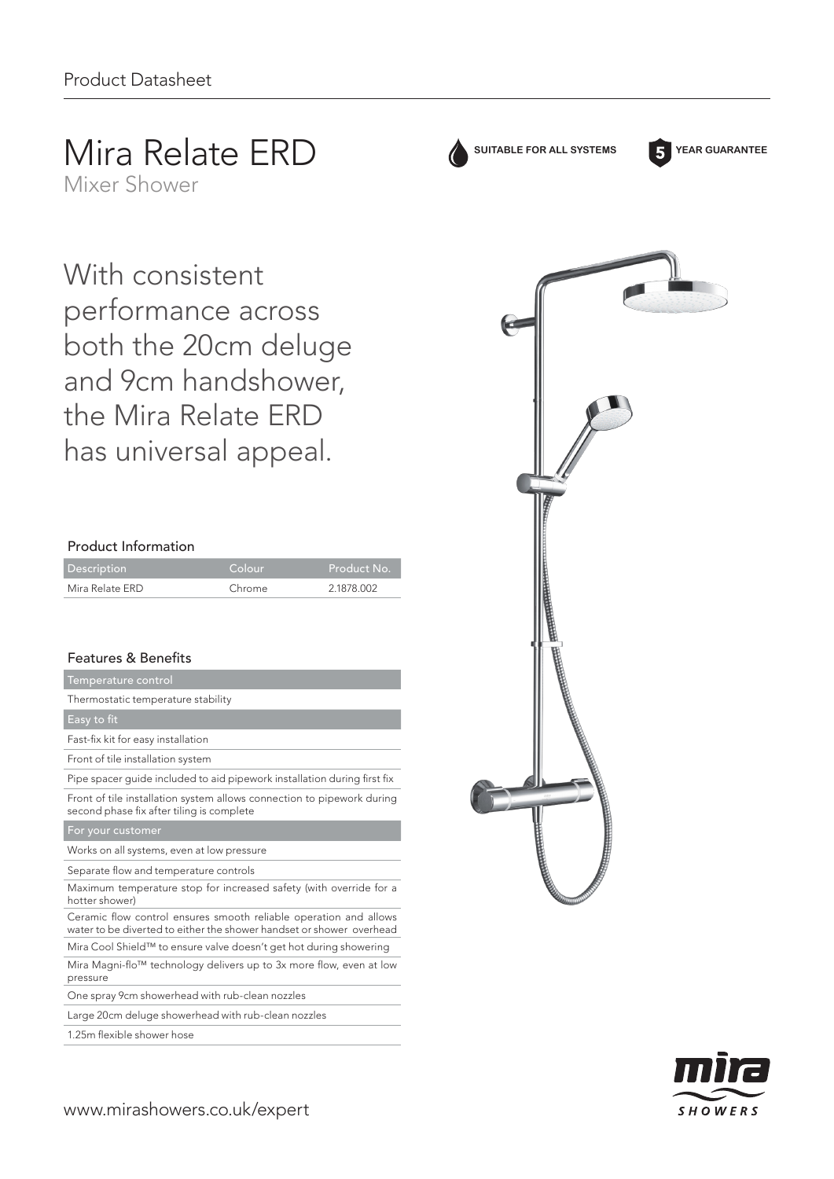Product Datasheet

# Mira Relate ERD

Mixer Shower

SUITABLE FOR ALL SYSTEMS

5 YEAR GUARANTEE

## With consistent performance across both the 20cm deluge and 9cm handshower, the Mira Relate ERD has universal appeal.

### Product Information

| Description | Colour | Product No. |
|---|---|---|
| Mira Relate ERD | Chrome | 2.1878.002 |

### Features & Benefits

| Temperature control |
|---|
| Thermostatic temperature stability |
| **Easy to fit** |
| Fast-fix kit for easy installation |
| Front of tile installation system |
| Pipe spacer guide included to aid pipework installation during first fix |
| Front of tile installation system allows connection to pipework during second phase fix after tiling is complete |
| **For your customer** |
| Works on all systems, even at low pressure |
| Separate flow and temperature controls |
| Maximum temperature stop for increased safety (with override for a hotter shower) |
| Ceramic flow control ensures smooth reliable operation and allows water to be diverted to either the shower handset or shower overhead |
| Mira Cool Shield™ to ensure valve doesn't get hot during showering |
| Mira Magni-flo™ technology delivers up to 3x more flow, even at low pressure |
| One spray 9cm showerhead with rub-clean nozzles |
| Large 20cm deluge showerhead with rub-clean nozzles |
| 1.25m flexible shower hose |

www.mirashowers.co.uk/expert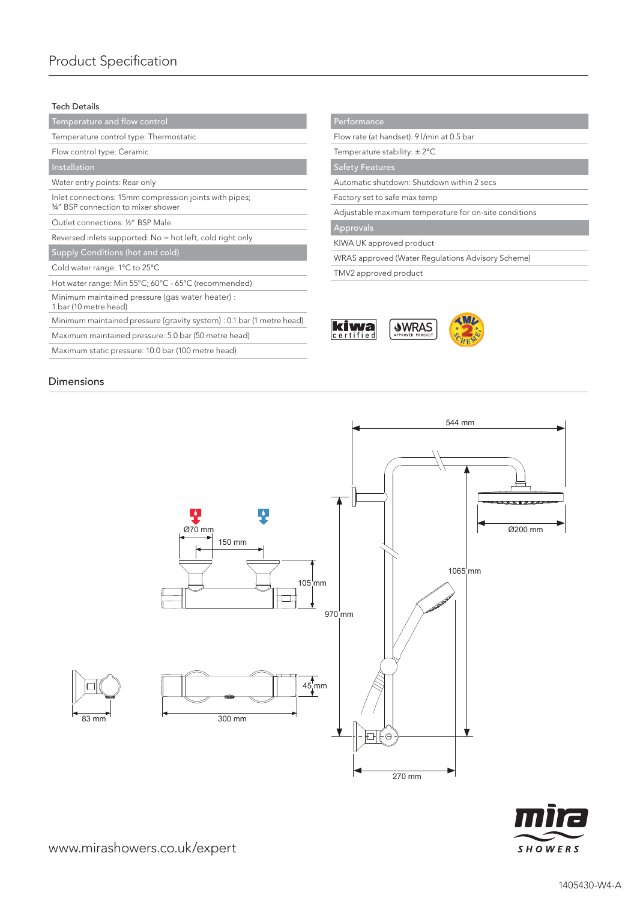# Product Specification

## Tech Details

| Temperature and flow control |
|---|
| Temperature control type: Thermostatic |
| Flow control type: Ceramic |

| Installation |
|---|
| Water entry points: Rear only |
| Inlet connections: 15mm compression joints with pipes; ¾" BSP connection to mixer shower |
| Outlet connections: ½" BSP Male |
| Reversed inlets supported: No = hot left, cold right only |

| Supply Conditions (hot and cold) |
|---|
| Cold water range: 1°C to 25°C |
| Hot water range: Min 55°C; 60°C - 65°C (recommended) |
| Minimum maintained pressure (gas water heater) : 1 bar (10 metre head) |
| Minimum maintained pressure (gravity system) : 0.1 bar (1 metre head) |
| Maximum maintained pressure: 5.0 bar (50 metre head) |
| Maximum static pressure: 10.0 bar (100 metre head) |

| Performance |
|---|
| Flow rate (at handset): 9 l/min at 0.5 bar |
| Temperature stability: ± 2°C |

| Safety Features |
|---|
| Automatic shutdown: Shutdown within 2 secs |
| Factory set to safe max temp |
| Adjustable maximum temperature for on-site conditions |

| Approvals |
|---|
| KIWA UK approved product |
| WRAS approved (Water Regulations Advisory Scheme) |
| TMV2 approved product |

## Dimensions

544 mm
Ø70 mm
150 mm
105 mm
Ø200 mm
1065 mm
970 mm
45 mm
83 mm
300 mm
270 mm

www.mirashowers.co.uk/expert

1405430-W4-A